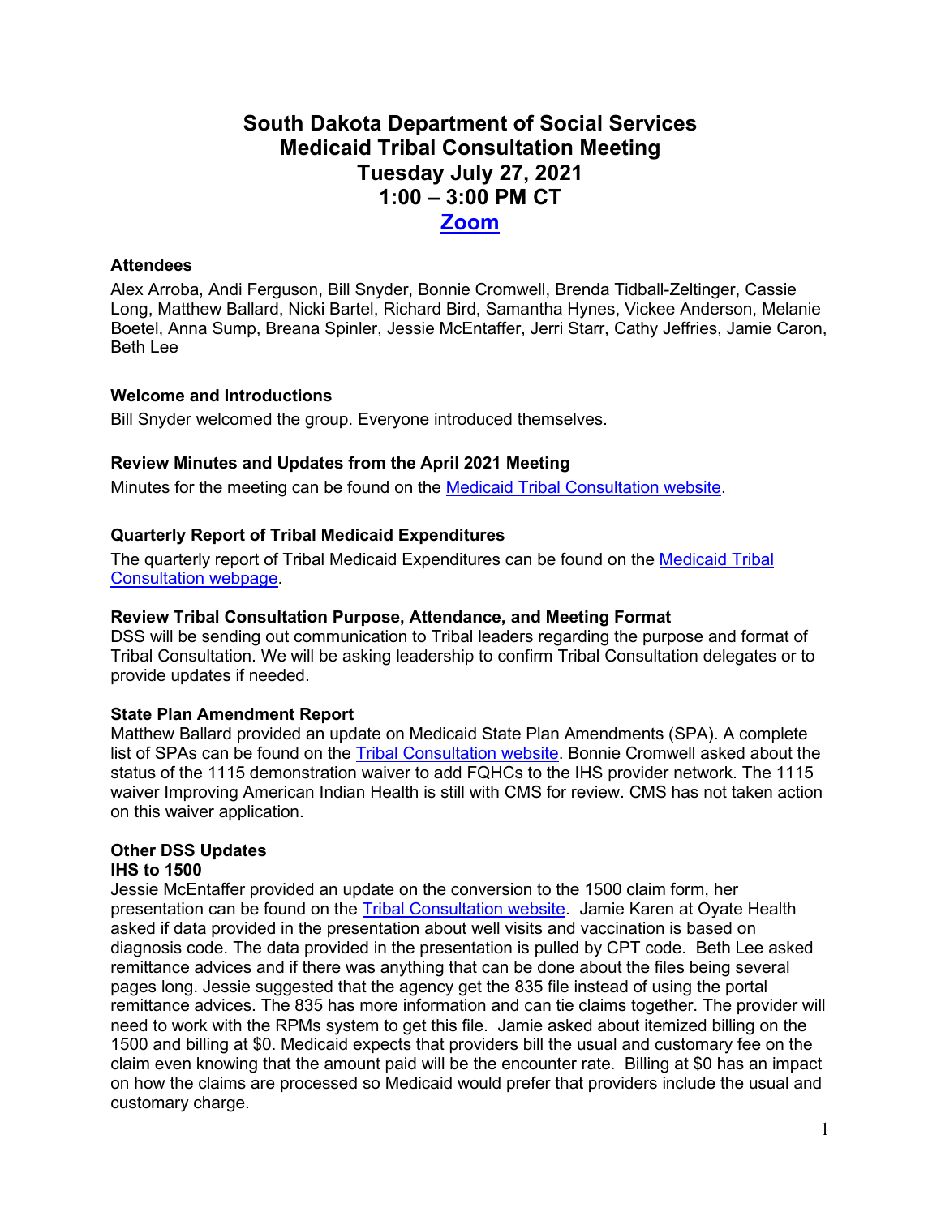# South Dakota Department of Social Services
# Medicaid Tribal Consultation Meeting
# Tuesday July 27, 2021
# 1:00 – 3:00 PM CT
# [Zoom]

### Attendees

Alex Arroba, Andi Ferguson, Bill Snyder, Bonnie Cromwell, Brenda Tidball-Zeltinger, Cassie Long, Matthew Ballard, Nicki Bartel, Richard Bird, Samantha Hynes, Vickee Anderson, Melanie Boetel, Anna Sump, Breana Spinler, Jessie McEntaffer, Jerri Starr, Cathy Jeffries, Jamie Caron, Beth Lee

### Welcome and Introductions

Bill Snyder welcomed the group. Everyone introduced themselves.

### Review Minutes and Updates from the April 2021 Meeting

Minutes for the meeting can be found on the [Medicaid Tribal Consultation website].

### Quarterly Report of Tribal Medicaid Expenditures

The quarterly report of Tribal Medicaid Expenditures can be found on the [Medicaid Tribal Consultation webpage].

### Review Tribal Consultation Purpose, Attendance, and Meeting Format

DSS will be sending out communication to Tribal leaders regarding the purpose and format of Tribal Consultation. We will be asking leadership to confirm Tribal Consultation delegates or to provide updates if needed.

### State Plan Amendment Report

Matthew Ballard provided an update on Medicaid State Plan Amendments (SPA). A complete list of SPAs can be found on the [Tribal Consultation website]. Bonnie Cromwell asked about the status of the 1115 demonstration waiver to add FQHCs to the IHS provider network. The 1115 waiver Improving American Indian Health is still with CMS for review. CMS has not taken action on this waiver application.

### Other DSS Updates

**IHS to 1500**

Jessie McEntaffer provided an update on the conversion to the 1500 claim form, her presentation can be found on the [Tribal Consultation website]. Jamie Karen at Oyate Health asked if data provided in the presentation about well visits and vaccination is based on diagnosis code. The data provided in the presentation is pulled by CPT code. Beth Lee asked remittance advices and if there was anything that can be done about the files being several pages long. Jessie suggested that the agency get the 835 file instead of using the portal remittance advices. The 835 has more information and can tie claims together. The provider will need to work with the RPMs system to get this file. Jamie asked about itemized billing on the 1500 and billing at $0. Medicaid expects that providers bill the usual and customary fee on the claim even knowing that the amount paid will be the encounter rate. Billing at $0 has an impact on how the claims are processed so Medicaid would prefer that providers include the usual and customary charge.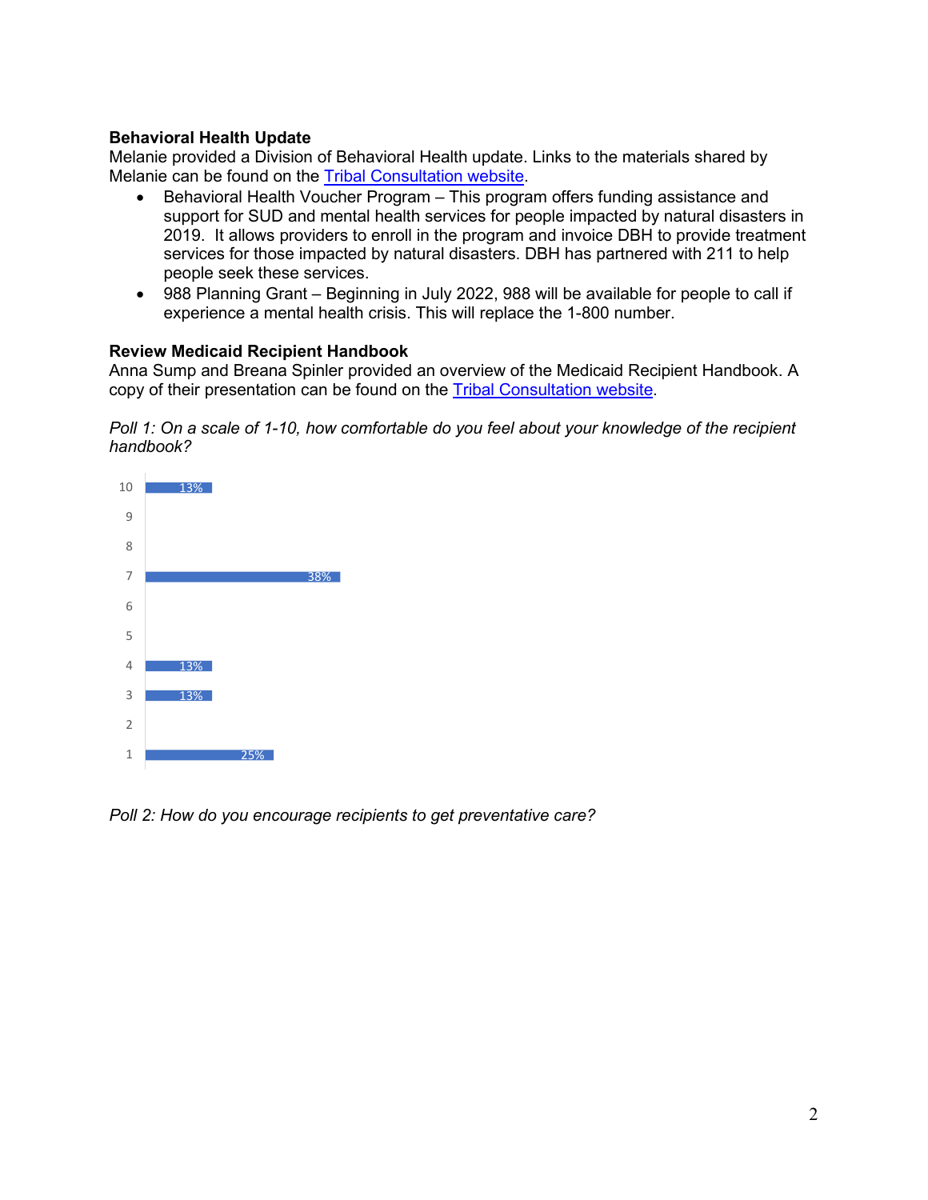**Behavioral Health Update**

Melanie provided a Division of Behavioral Health update. Links to the materials shared by Melanie can be found on the [Tribal Consultation website](#).

- Behavioral Health Voucher Program – This program offers funding assistance and support for SUD and mental health services for people impacted by natural disasters in 2019. It allows providers to enroll in the program and invoice DBH to provide treatment services for those impacted by natural disasters. DBH has partnered with 211 to help people seek these services.
- 988 Planning Grant – Beginning in July 2022, 988 will be available for people to call if experience a mental health crisis. This will replace the 1-800 number.

**Review Medicaid Recipient Handbook**

Anna Sump and Breana Spinler provided an overview of the Medicaid Recipient Handbook. A copy of their presentation can be found on the [Tribal Consultation website](#).

*Poll 1: On a scale of 1-10, how comfortable do you feel about your knowledge of the recipient handbook?*

| Rating | Percentage |
| --- | --- |
| 10 | 13% |
| 9 | |
| 8 | |
| 7 | 38% |
| 6 | |
| 5 | |
| 4 | 13% |
| 3 | 13% |
| 2 | |
| 1 | 25% |

*Poll 2: How do you encourage recipients to get preventative care?*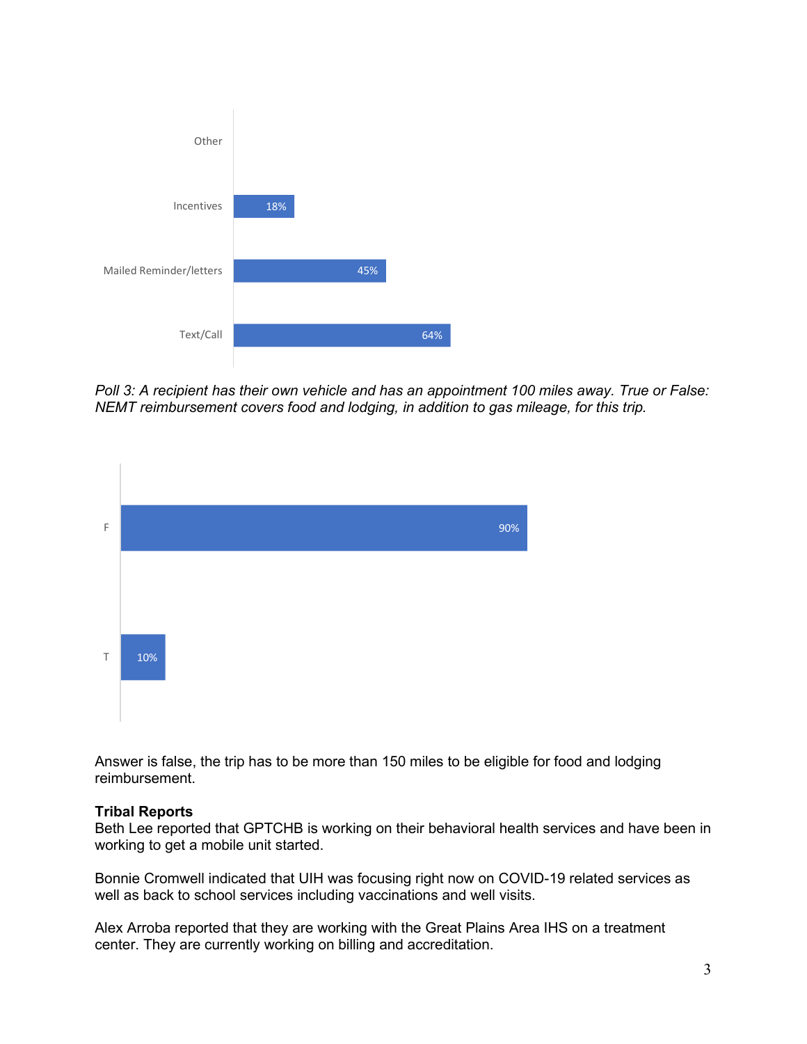| Response | Percentage |
| --- | --- |
| Other | |
| Incentives | 18% |
| Mailed Reminder/letters | 45% |
| Text/Call | 64% |

*Poll 3: A recipient has their own vehicle and has an appointment 100 miles away. True or False: NEMT reimbursement covers food and lodging, in addition to gas mileage, for this trip.*

| Response | Percentage |
| --- | --- |
| F | 90% |
| T | 10% |

Answer is false, the trip has to be more than 150 miles to be eligible for food and lodging reimbursement.

**Tribal Reports**

Beth Lee reported that GPTCHB is working on their behavioral health services and have been in working to get a mobile unit started.

Bonnie Cromwell indicated that UIH was focusing right now on COVID-19 related services as well as back to school services including vaccinations and well visits.

Alex Arroba reported that they are working with the Great Plains Area IHS on a treatment center. They are currently working on billing and accreditation.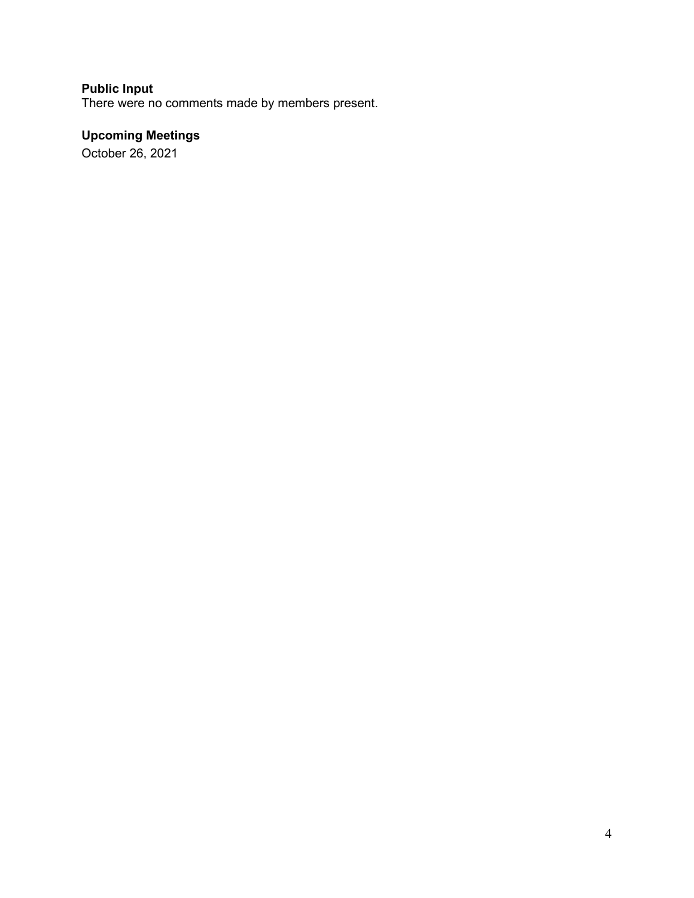**Public Input**
There were no comments made by members present.

**Upcoming Meetings**
October 26, 2021